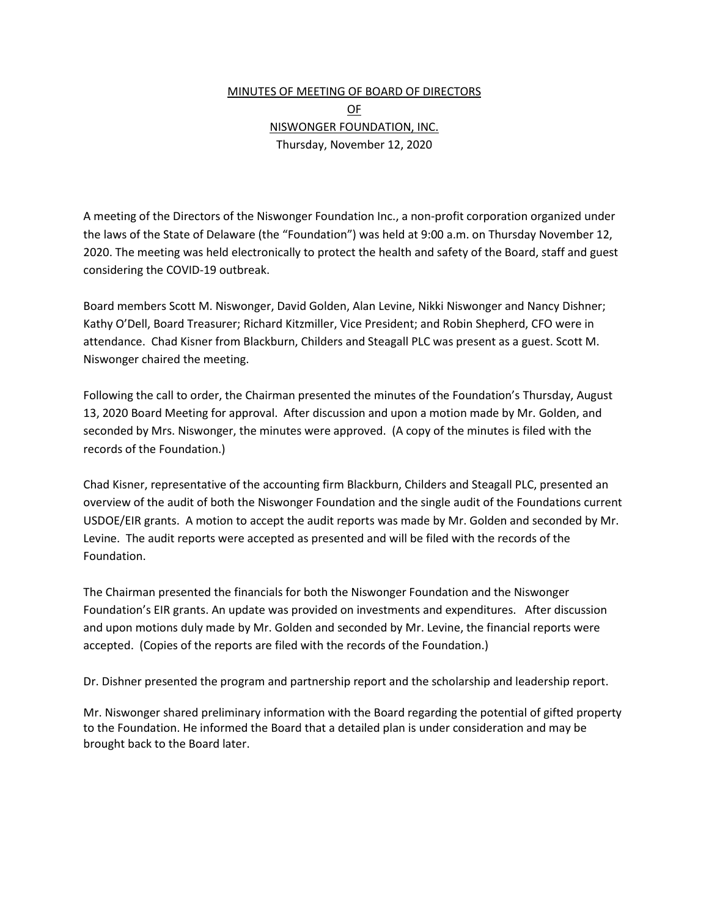# MINUTES OF MEETING OF BOARD OF DIRECTORS OF NISWONGER FOUNDATION, INC.

Thursday, November 12, 2020

A meeting of the Directors of the Niswonger Foundation Inc., a non-profit corporation organized under the laws of the State of Delaware (the "Foundation") was held at 9:00 a.m. on Thursday November 12, 2020. The meeting was held electronically to protect the health and safety of the Board, staff and guest considering the COVID-19 outbreak.

Board members Scott M. Niswonger, David Golden, Alan Levine, Nikki Niswonger and Nancy Dishner; Kathy O'Dell, Board Treasurer; Richard Kitzmiller, Vice President; and Robin Shepherd, CFO were in attendance. Chad Kisner from Blackburn, Childers and Steagall PLC was present as a guest. Scott M. Niswonger chaired the meeting.

Following the call to order, the Chairman presented the minutes of the Foundation's Thursday, August 13, 2020 Board Meeting for approval. After discussion and upon a motion made by Mr. Golden, and seconded by Mrs. Niswonger, the minutes were approved. (A copy of the minutes is filed with the records of the Foundation.)

Chad Kisner, representative of the accounting firm Blackburn, Childers and Steagall PLC, presented an overview of the audit of both the Niswonger Foundation and the single audit of the Foundations current USDOE/EIR grants. A motion to accept the audit reports was made by Mr. Golden and seconded by Mr. Levine. The audit reports were accepted as presented and will be filed with the records of the Foundation.

The Chairman presented the financials for both the Niswonger Foundation and the Niswonger Foundation's EIR grants. An update was provided on investments and expenditures. After discussion and upon motions duly made by Mr. Golden and seconded by Mr. Levine, the financial reports were accepted. (Copies of the reports are filed with the records of the Foundation.)

Dr. Dishner presented the program and partnership report and the scholarship and leadership report.

Mr. Niswonger shared preliminary information with the Board regarding the potential of gifted property to the Foundation. He informed the Board that a detailed plan is under consideration and may be brought back to the Board later.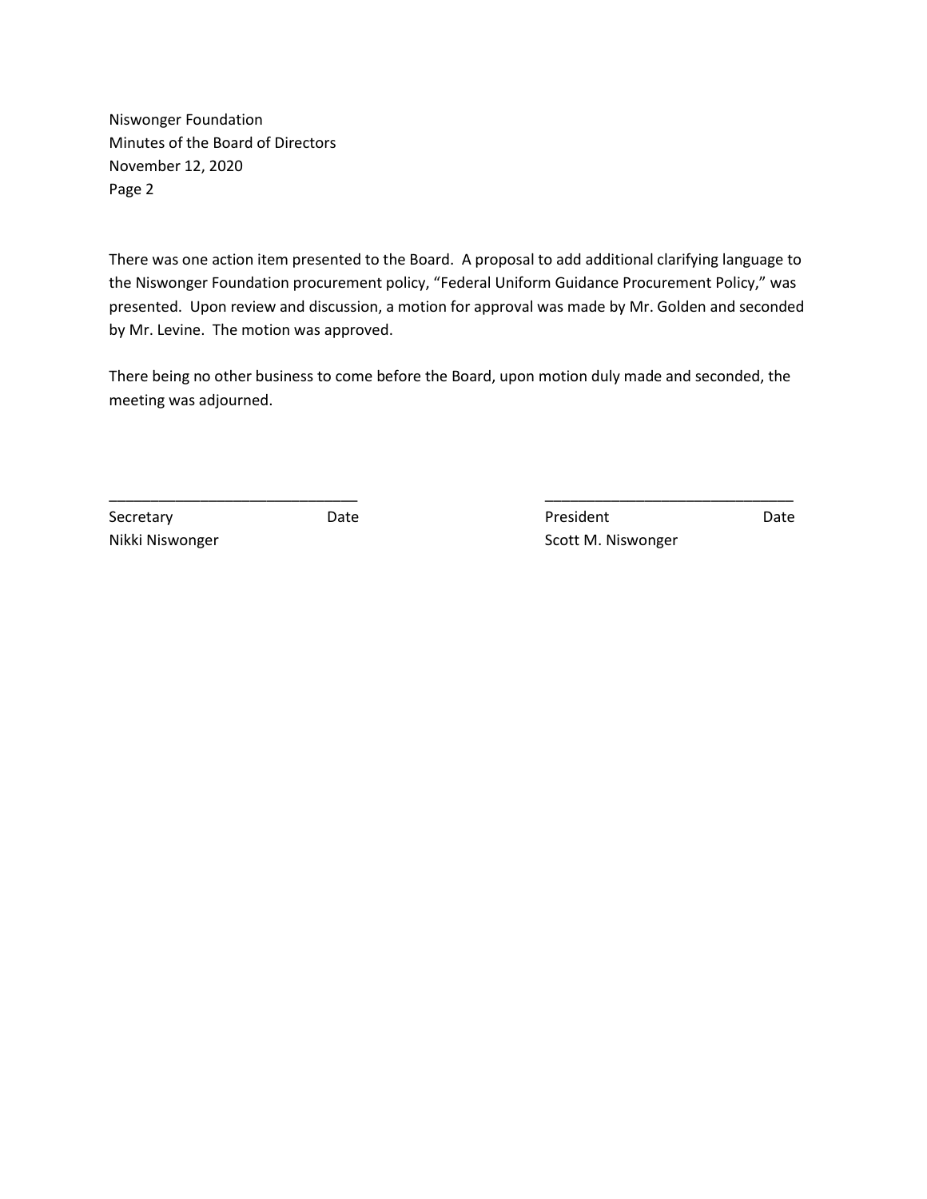There was one action item presented to the Board. A proposal to add additional clarifying language to the Niswonger Foundation procurement policy, “Federal Uniform Guidance Procurement Policy,” was presented. Upon review and discussion, a motion for approval was made by Mr. Golden and seconded by Mr. Levine. The motion was approved.

There being no other business to come before the Board, upon motion duly made and seconded, the meeting was adjourned.

\_\_\_\_\_\_\_\_\_\_\_\_\_\_\_\_\_\_\_\_\_\_\_\_\_\_\_\_\_\_

Secretary Date
Nikki Niswonger

\_\_\_\_\_\_\_\_\_\_\_\_\_\_\_\_\_\_\_\_\_\_\_\_\_\_\_\_\_\_

President Date
Scott M. Niswonger